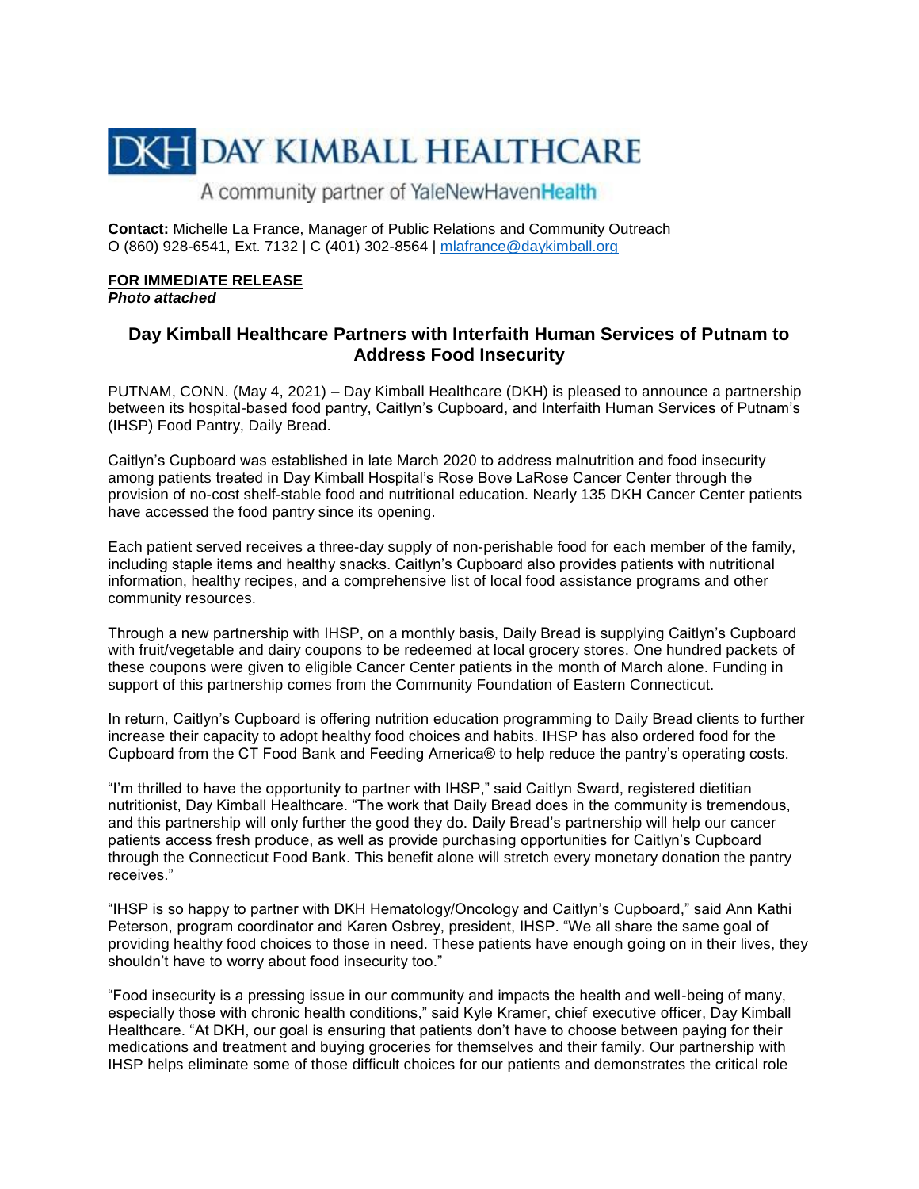DKH DAY KIMBALL HEALTHCARE

A community partner of YaleNewHavenHealth

**Contact:** Michelle La France, Manager of Public Relations and Community Outreach
O (860) 928-6541, Ext. 7132 | C (401) 302-8564 | mlafrance@daykimball.org

**FOR IMMEDIATE RELEASE**
***Photo attached***

## Day Kimball Healthcare Partners with Interfaith Human Services of Putnam to Address Food Insecurity

PUTNAM, CONN. (May 4, 2021) – Day Kimball Healthcare (DKH) is pleased to announce a partnership between its hospital-based food pantry, Caitlyn's Cupboard, and Interfaith Human Services of Putnam's (IHSP) Food Pantry, Daily Bread.

Caitlyn's Cupboard was established in late March 2020 to address malnutrition and food insecurity among patients treated in Day Kimball Hospital's Rose Bove LaRose Cancer Center through the provision of no-cost shelf-stable food and nutritional education. Nearly 135 DKH Cancer Center patients have accessed the food pantry since its opening.

Each patient served receives a three-day supply of non-perishable food for each member of the family, including staple items and healthy snacks. Caitlyn's Cupboard also provides patients with nutritional information, healthy recipes, and a comprehensive list of local food assistance programs and other community resources.

Through a new partnership with IHSP, on a monthly basis, Daily Bread is supplying Caitlyn's Cupboard with fruit/vegetable and dairy coupons to be redeemed at local grocery stores. One hundred packets of these coupons were given to eligible Cancer Center patients in the month of March alone. Funding in support of this partnership comes from the Community Foundation of Eastern Connecticut.

In return, Caitlyn's Cupboard is offering nutrition education programming to Daily Bread clients to further increase their capacity to adopt healthy food choices and habits. IHSP has also ordered food for the Cupboard from the CT Food Bank and Feeding America® to help reduce the pantry's operating costs.

"I'm thrilled to have the opportunity to partner with IHSP," said Caitlyn Sward, registered dietitian nutritionist, Day Kimball Healthcare. "The work that Daily Bread does in the community is tremendous, and this partnership will only further the good they do. Daily Bread's partnership will help our cancer patients access fresh produce, as well as provide purchasing opportunities for Caitlyn's Cupboard through the Connecticut Food Bank. This benefit alone will stretch every monetary donation the pantry receives."

"IHSP is so happy to partner with DKH Hematology/Oncology and Caitlyn's Cupboard," said Ann Kathi Peterson, program coordinator and Karen Osbrey, president, IHSP. "We all share the same goal of providing healthy food choices to those in need. These patients have enough going on in their lives, they shouldn't have to worry about food insecurity too."

"Food insecurity is a pressing issue in our community and impacts the health and well-being of many, especially those with chronic health conditions," said Kyle Kramer, chief executive officer, Day Kimball Healthcare. "At DKH, our goal is ensuring that patients don't have to choose between paying for their medications and treatment and buying groceries for themselves and their family. Our partnership with IHSP helps eliminate some of those difficult choices for our patients and demonstrates the critical role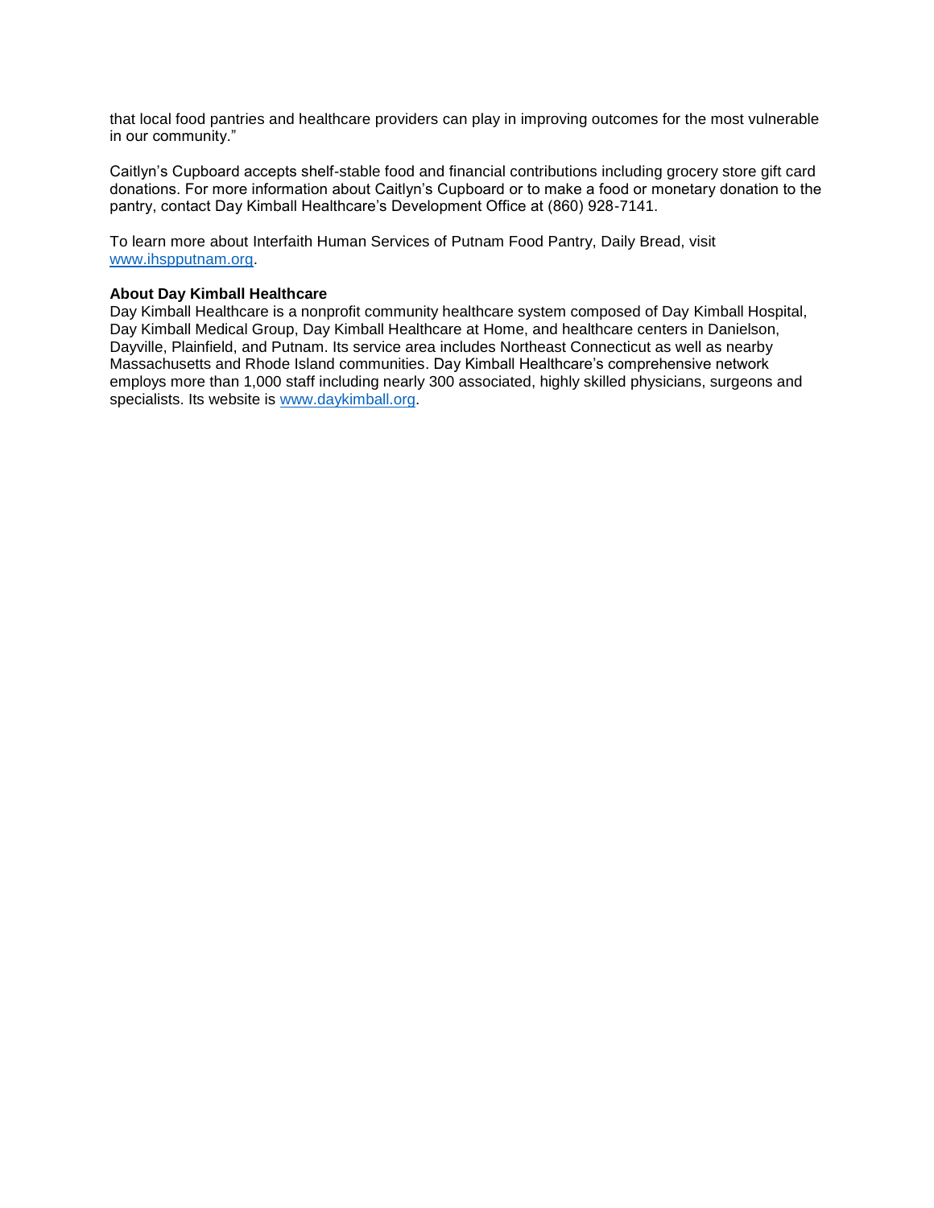that local food pantries and healthcare providers can play in improving outcomes for the most vulnerable in our community."

Caitlyn's Cupboard accepts shelf-stable food and financial contributions including grocery store gift card donations. For more information about Caitlyn's Cupboard or to make a food or monetary donation to the pantry, contact Day Kimball Healthcare's Development Office at (860) 928-7141.

To learn more about Interfaith Human Services of Putnam Food Pantry, Daily Bread, visit [www.ihspputnam.org](http://www.ihspputnam.org).

**About Day Kimball Healthcare**
Day Kimball Healthcare is a nonprofit community healthcare system composed of Day Kimball Hospital, Day Kimball Medical Group, Day Kimball Healthcare at Home, and healthcare centers in Danielson, Dayville, Plainfield, and Putnam. Its service area includes Northeast Connecticut as well as nearby Massachusetts and Rhode Island communities. Day Kimball Healthcare's comprehensive network employs more than 1,000 staff including nearly 300 associated, highly skilled physicians, surgeons and specialists. Its website is [www.daykimball.org](http://www.daykimball.org).